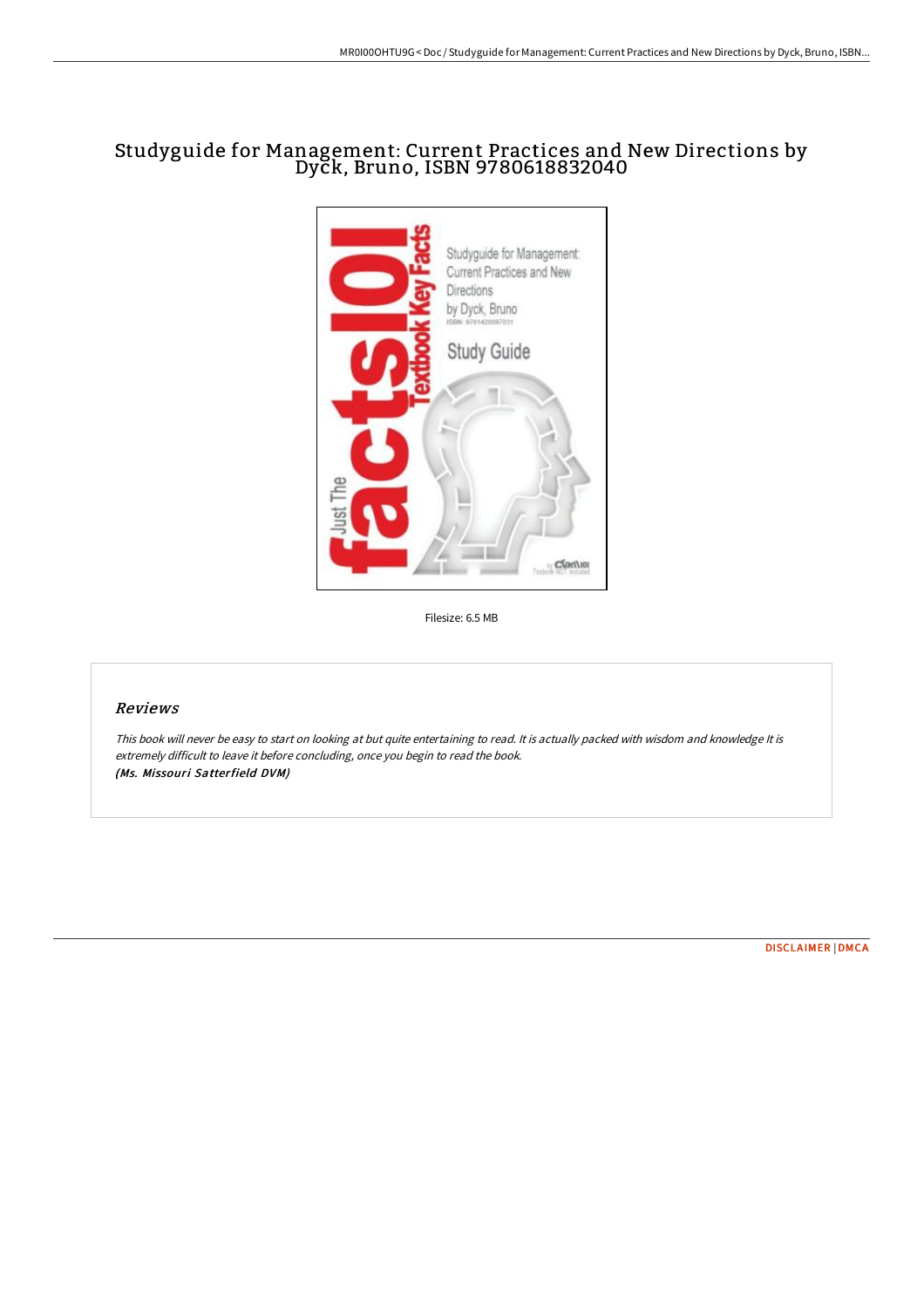# Studyguide for Management: Current Practices and New Directions by Dyck, Bruno, ISBN 9780618832040

Filesize: 6.5 MB

## *Reviews*

*This book will never be easy to start on looking at but quite entertaining to read. It is actually packed with wisdom and knowledge It is extremely difficult to leave it before concluding, once you begin to read the book.*
***(Ms. Missouri Satterfield DVM)***

DISCLAIMER | DMCA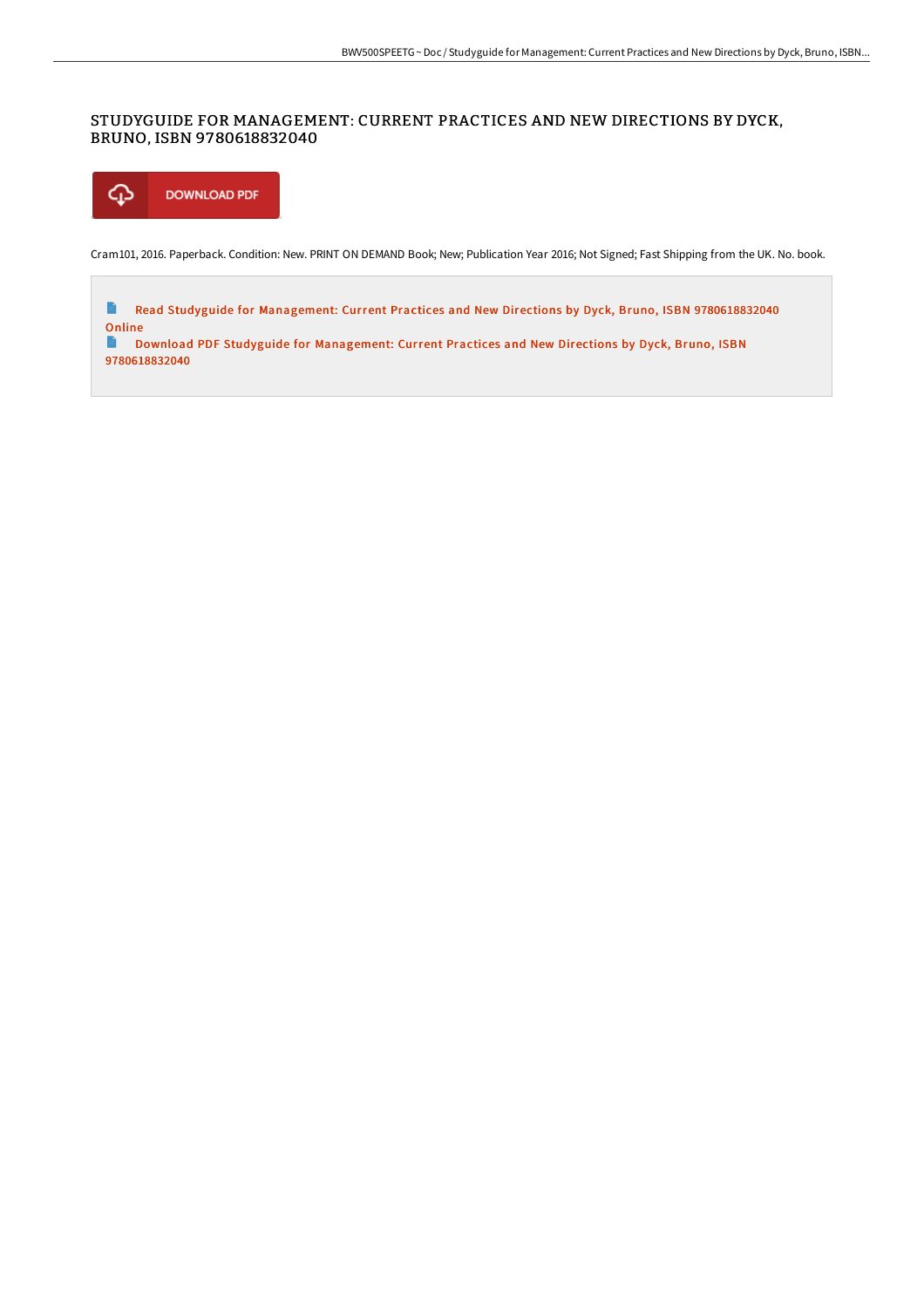# STUDYGUIDE FOR MANAGEMENT: CURRENT PRACTICES AND NEW DIRECTIONS BY DYCK, BRUNO, ISBN 9780618832040

DOWNLOAD PDF

Cram101, 2016. Paperback. Condition: New. PRINT ON DEMAND Book; New; Publication Year 2016; Not Signed; Fast Shipping from the UK. No. book.

- Read Studyguide for Management: Current Practices and New Directions by Dyck, Bruno, ISBN 9780618832040 Online
- Download PDF Studyguide for Management: Current Practices and New Directions by Dyck, Bruno, ISBN 9780618832040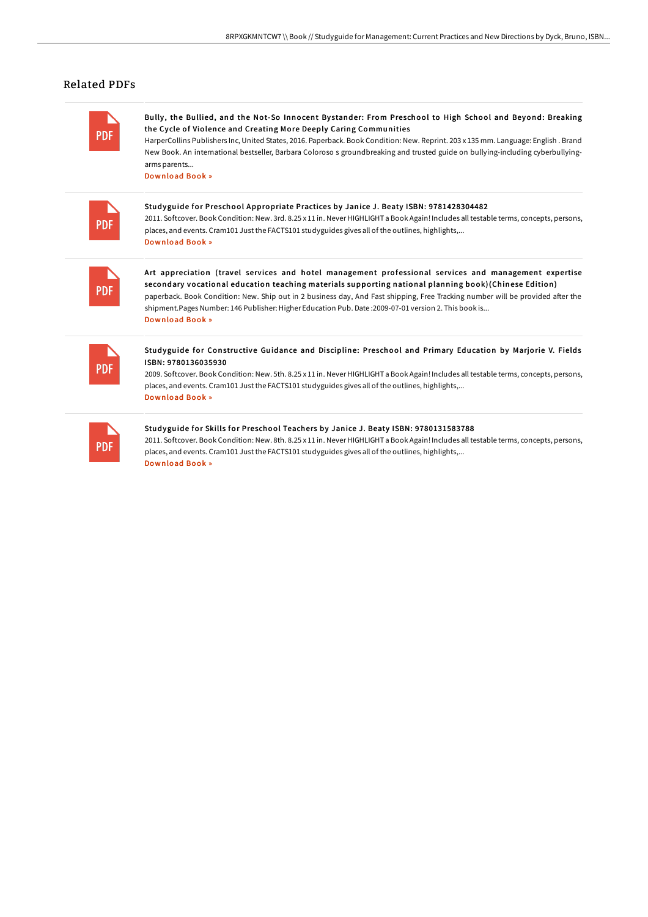## Related PDFs

**Bully, the Bullied, and the Not-So Innocent Bystander: From Preschool to High School and Beyond: Breaking the Cycle of Violence and Creating More Deeply Caring Communities**

HarperCollins Publishers Inc, United States, 2016. Paperback. Book Condition: New. Reprint. 203 x 135 mm. Language: English . Brand New Book. An international bestseller, Barbara Coloroso s groundbreaking and trusted guide on bullying-including cyberbullying-arms parents...

Download Book »

**Studyguide for Preschool Appropriate Practices by Janice J. Beaty ISBN: 9781428304482**

2011. Softcover. Book Condition: New. 3rd. 8.25 x 11 in. Never HIGHLIGHT a Book Again! Includes all testable terms, concepts, persons, places, and events. Cram101 Just the FACTS101 studyguides gives all of the outlines, highlights,...

Download Book »

**Art appreciation (travel services and hotel management professional services and management expertise secondary vocational education teaching materials supporting national planning book)(Chinese Edition)**

paperback. Book Condition: New. Ship out in 2 business day, And Fast shipping, Free Tracking number will be provided after the shipment.Pages Number: 146 Publisher: Higher Education Pub. Date :2009-07-01 version 2. This book is...

Download Book »

**Studyguide for Constructive Guidance and Discipline: Preschool and Primary Education by Marjorie V. Fields ISBN: 9780136035930**

2009. Softcover. Book Condition: New. 5th. 8.25 x 11 in. Never HIGHLIGHT a Book Again! Includes all testable terms, concepts, persons, places, and events. Cram101 Just the FACTS101 studyguides gives all of the outlines, highlights,...

Download Book »

**Studyguide for Skills for Preschool Teachers by Janice J. Beaty ISBN: 9780131583788**

2011. Softcover. Book Condition: New. 8th. 8.25 x 11 in. Never HIGHLIGHT a Book Again! Includes all testable terms, concepts, persons, places, and events. Cram101 Just the FACTS101 studyguides gives all of the outlines, highlights,...

Download Book »